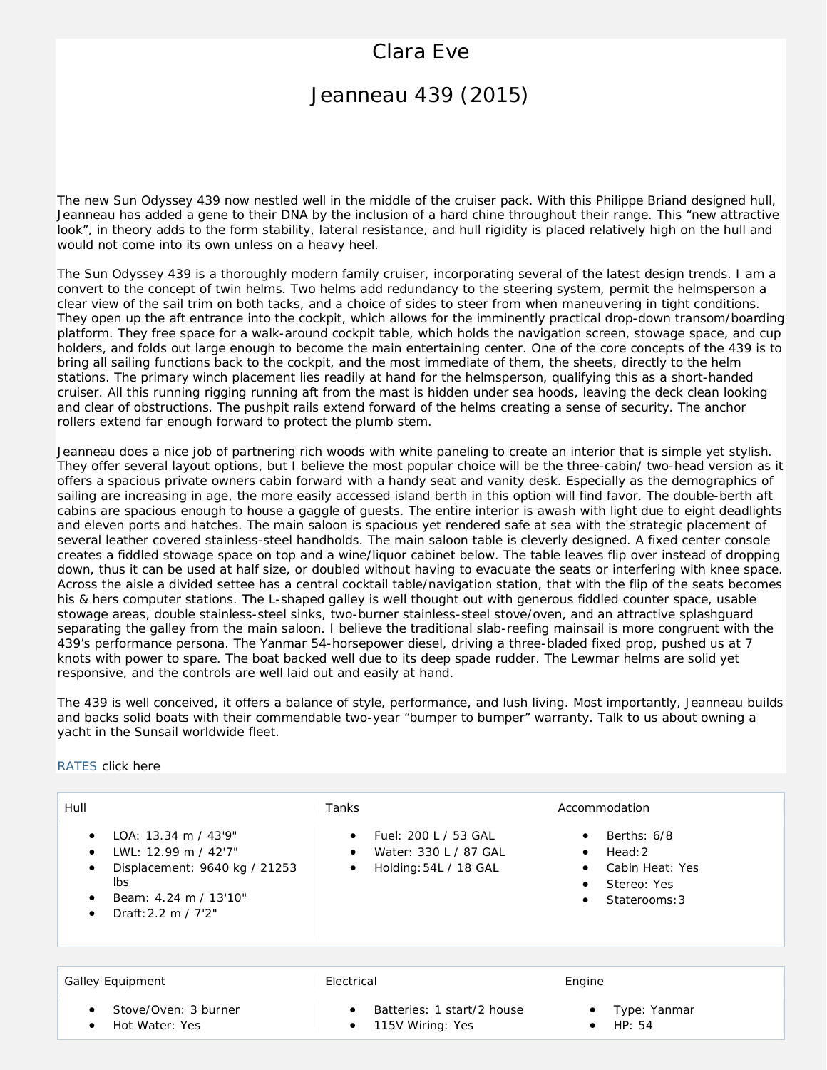# Clara Eve

## Jeanneau 439 (2015)

The new Sun Odyssey 439 now nestled well in the middle of the cruiser pack. With this Philippe Briand designed hull, Jeanneau has added a gene to their DNA by the inclusion of a hard chine throughout their range. This “new attractive look”, in theory adds to the form stability, lateral resistance, and hull rigidity is placed relatively high on the hull and would not come into its own unless on a heavy heel.

The Sun Odyssey 439 is a thoroughly modern family cruiser, incorporating several of the latest design trends. I am a convert to the concept of twin helms. Two helms add redundancy to the steering system, permit the helmsperson a clear view of the sail trim on both tacks, and a choice of sides to steer from when maneuvering in tight conditions. They open up the aft entrance into the cockpit, which allows for the imminently practical drop-down transom/boarding platform. They free space for a walk-around cockpit table, which holds the navigation screen, stowage space, and cup holders, and folds out large enough to become the main entertaining center. One of the core concepts of the 439 is to bring all sailing functions back to the cockpit, and the most immediate of them, the sheets, directly to the helm stations. The primary winch placement lies readily at hand for the helmsperson, qualifying this as a short-handed cruiser. All this running rigging running aft from the mast is hidden under sea hoods, leaving the deck clean looking and clear of obstructions. The pushpit rails extend forward of the helms creating a sense of security. The anchor rollers extend far enough forward to protect the plumb stem.

Jeanneau does a nice job of partnering rich woods with white paneling to create an interior that is simple yet stylish. They offer several layout options, but I believe the most popular choice will be the three-cabin/ two-head version as it offers a spacious private owners cabin forward with a handy seat and vanity desk. Especially as the demographics of sailing are increasing in age, the more easily accessed island berth in this option will find favor. The double-berth aft cabins are spacious enough to house a gaggle of guests. The entire interior is awash with light due to eight deadlights and eleven ports and hatches. The main saloon is spacious yet rendered safe at sea with the strategic placement of several leather covered stainless-steel handholds. The main saloon table is cleverly designed. A fixed center console creates a fiddled stowage space on top and a wine/liquor cabinet below. The table leaves flip over instead of dropping down, thus it can be used at half size, or doubled without having to evacuate the seats or interfering with knee space. Across the aisle a divided settee has a central cocktail table/navigation station, that with the flip of the seats becomes his & hers computer stations. The L-shaped galley is well thought out with generous fiddled counter space, usable stowage areas, double stainless-steel sinks, two-burner stainless-steel stove/oven, and an attractive splashguard separating the galley from the main saloon. I believe the traditional slab-reefing mainsail is more congruent with the 439’s performance persona. The Yanmar 54-horsepower diesel, driving a three-bladed fixed prop, pushed us at 7 knots with power to spare. The boat backed well due to its deep spade rudder. The Lewmar helms are solid yet responsive, and the controls are well laid out and easily at hand.

The 439 is well conceived, it offers a balance of style, performance, and lush living. Most importantly, Jeanneau builds and backs solid boats with their commendable two-year “bumper to bumper” warranty. Talk to us about owning a yacht in the Sunsail worldwide fleet.

RATES click here

**Hull**

- LOA: 13.34 m / 43'9"
- LWL: 12.99 m / 42'7"
- Displacement: 9640 kg / 21253 lbs
- Beam: 4.24 m / 13'10"
- Draft: 2.2 m / 7'2"

**Tanks**

- Fuel: 200 L / 53 GAL
- Water: 330 L / 87 GAL
- Holding: 54L / 18 GAL

**Accommodation**

- Berths: 6/8
- Head: 2
- Cabin Heat: Yes
- Stereo: Yes
- Staterooms: 3

**Galley Equipment**

- Stove/Oven: 3 burner
- Hot Water: Yes

**Electrical**

- Batteries: 1 start/2 house
- 115V Wiring: Yes

**Engine**

- Type: Yanmar
- HP: 54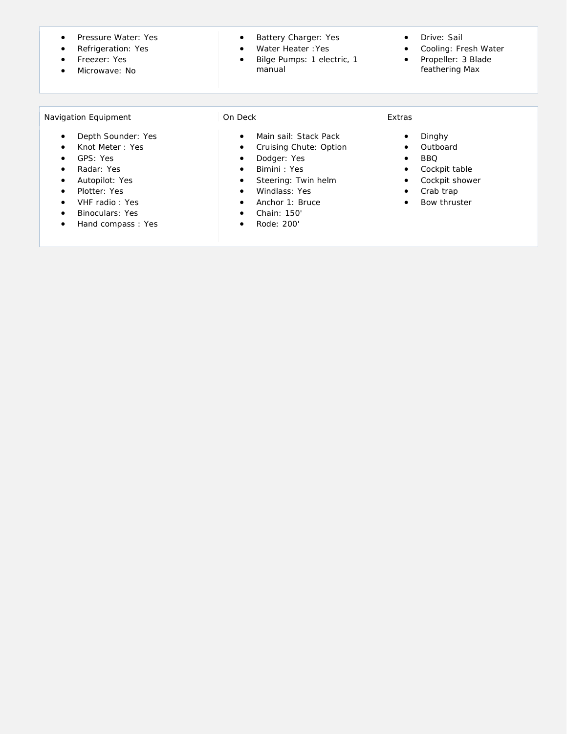- Pressure Water: Yes
- Refrigeration: Yes
- Freezer: Yes
- Microwave: No

- Battery Charger: Yes
- Water Heater :Yes
- Bilge Pumps: 1 electric, 1 manual

- Drive: Sail
- Cooling: Fresh Water
- Propeller: 3 Blade feathering Max

Navigation Equipment

- Depth Sounder: Yes
- Knot Meter : Yes
- GPS: Yes
- Radar: Yes
- Autopilot: Yes
- Plotter: Yes
- VHF radio : Yes
- Binoculars: Yes
- Hand compass : Yes

On Deck

- Main sail: Stack Pack
- Cruising Chute: Option
- Dodger: Yes
- Bimini : Yes
- Steering: Twin helm
- Windlass: Yes
- Anchor 1: Bruce
- Chain: 150'
- Rode: 200'

Extras

- Dinghy
- Outboard
- BBQ
- Cockpit table
- Cockpit shower
- Crab trap
- Bow thruster